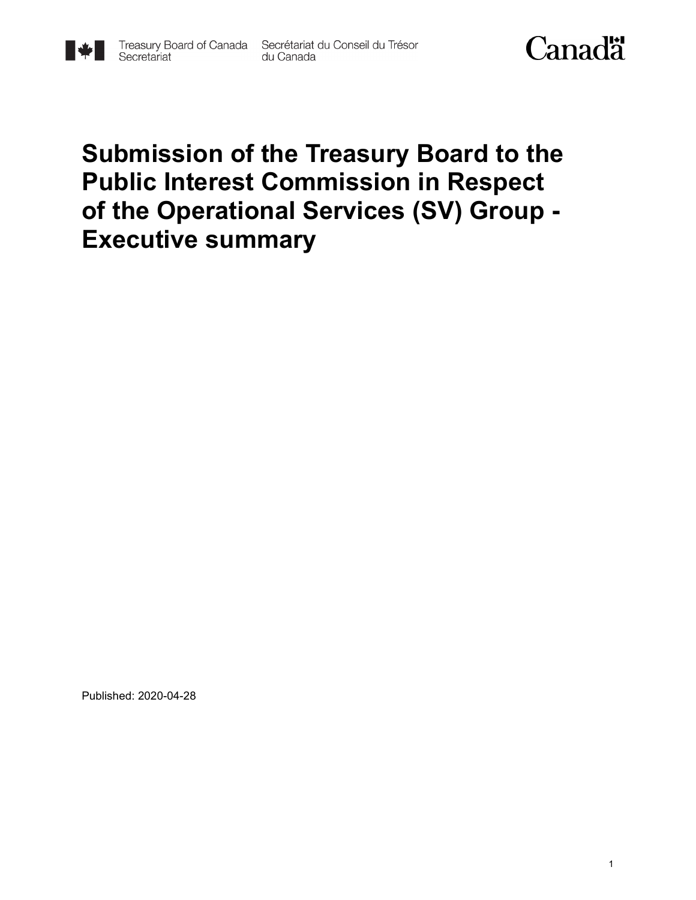Treasury Board of Canada Secretariat    Secrétariat du Conseil du Trésor du Canada

# Submission of the Treasury Board to the Public Interest Commission in Respect of the Operational Services (SV) Group - Executive summary

Published: 2020-04-28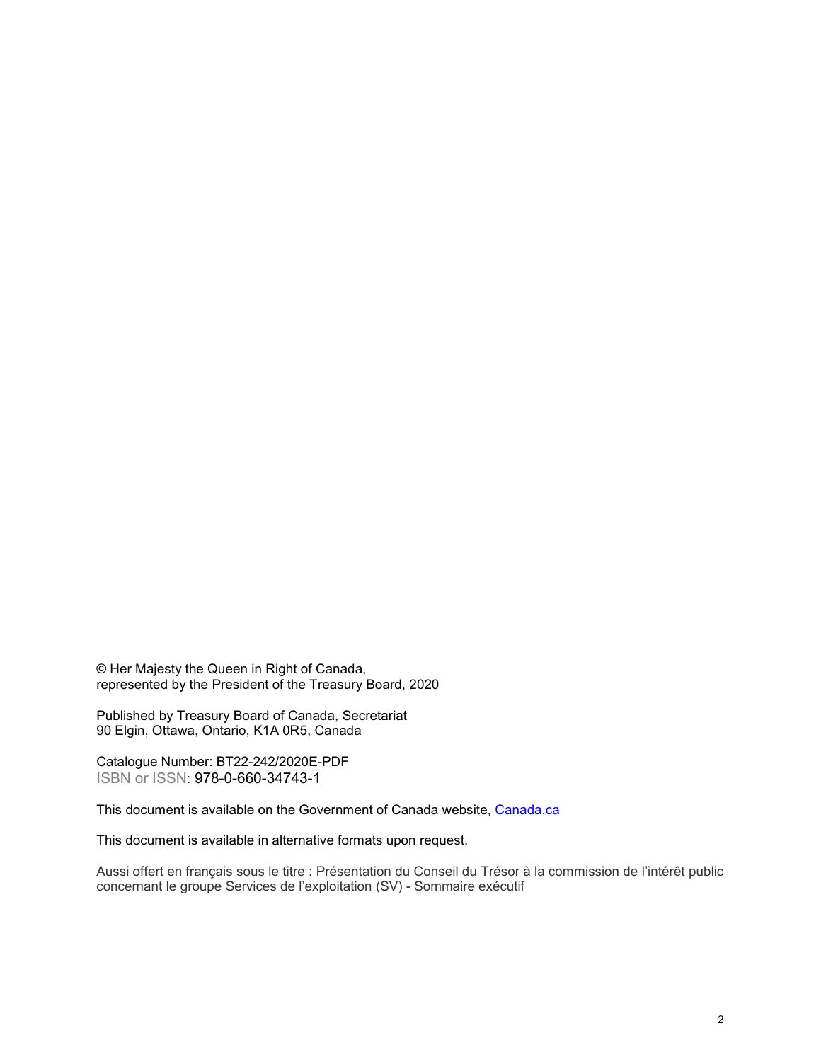© Her Majesty the Queen in Right of Canada,
represented by the President of the Treasury Board, 2020

Published by Treasury Board of Canada, Secretariat
90 Elgin, Ottawa, Ontario, K1A 0R5, Canada

Catalogue Number: BT22-242/2020E-PDF
ISBN or ISSN: 978-0-660-34743-1

This document is available on the Government of Canada website, Canada.ca

This document is available in alternative formats upon request.

Aussi offert en français sous le titre : Présentation du Conseil du Trésor à la commission de l'intérêt public concernant le groupe Services de l'exploitation (SV) - Sommaire exécutif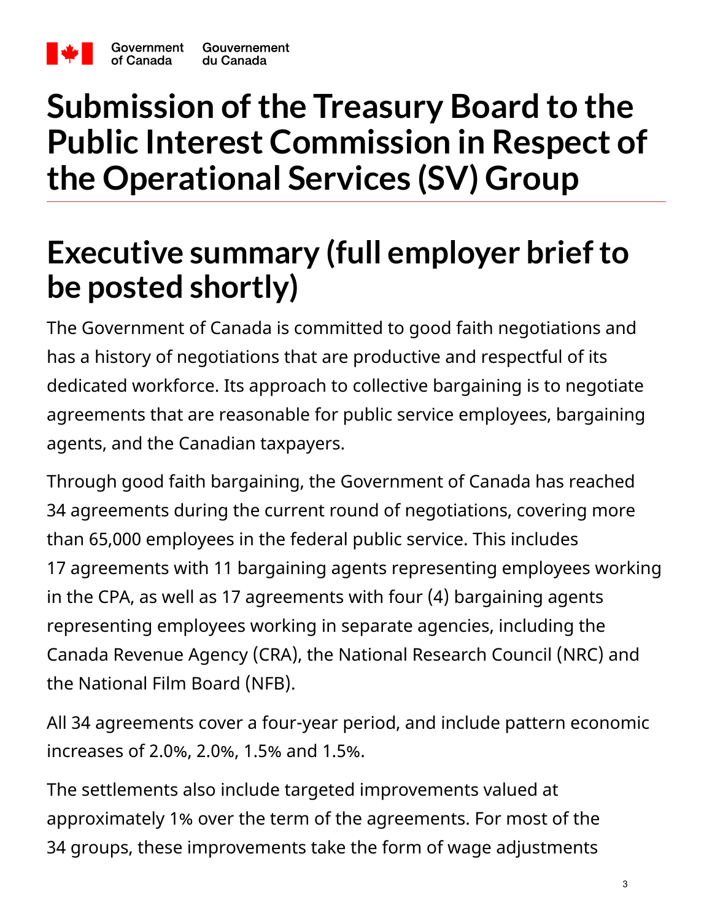# Submission of the Treasury Board to the Public Interest Commission in Respect of the Operational Services (SV) Group

## Executive summary (full employer brief to be posted shortly)

The Government of Canada is committed to good faith negotiations and has a history of negotiations that are productive and respectful of its dedicated workforce. Its approach to collective bargaining is to negotiate agreements that are reasonable for public service employees, bargaining agents, and the Canadian taxpayers.

Through good faith bargaining, the Government of Canada has reached 34 agreements during the current round of negotiations, covering more than 65,000 employees in the federal public service. This includes 17 agreements with 11 bargaining agents representing employees working in the CPA, as well as 17 agreements with four (4) bargaining agents representing employees working in separate agencies, including the Canada Revenue Agency (CRA), the National Research Council (NRC) and the National Film Board (NFB).

All 34 agreements cover a four-year period, and include pattern economic increases of 2.0%, 2.0%, 1.5% and 1.5%.

The settlements also include targeted improvements valued at approximately 1% over the term of the agreements. For most of the 34 groups, these improvements take the form of wage adjustments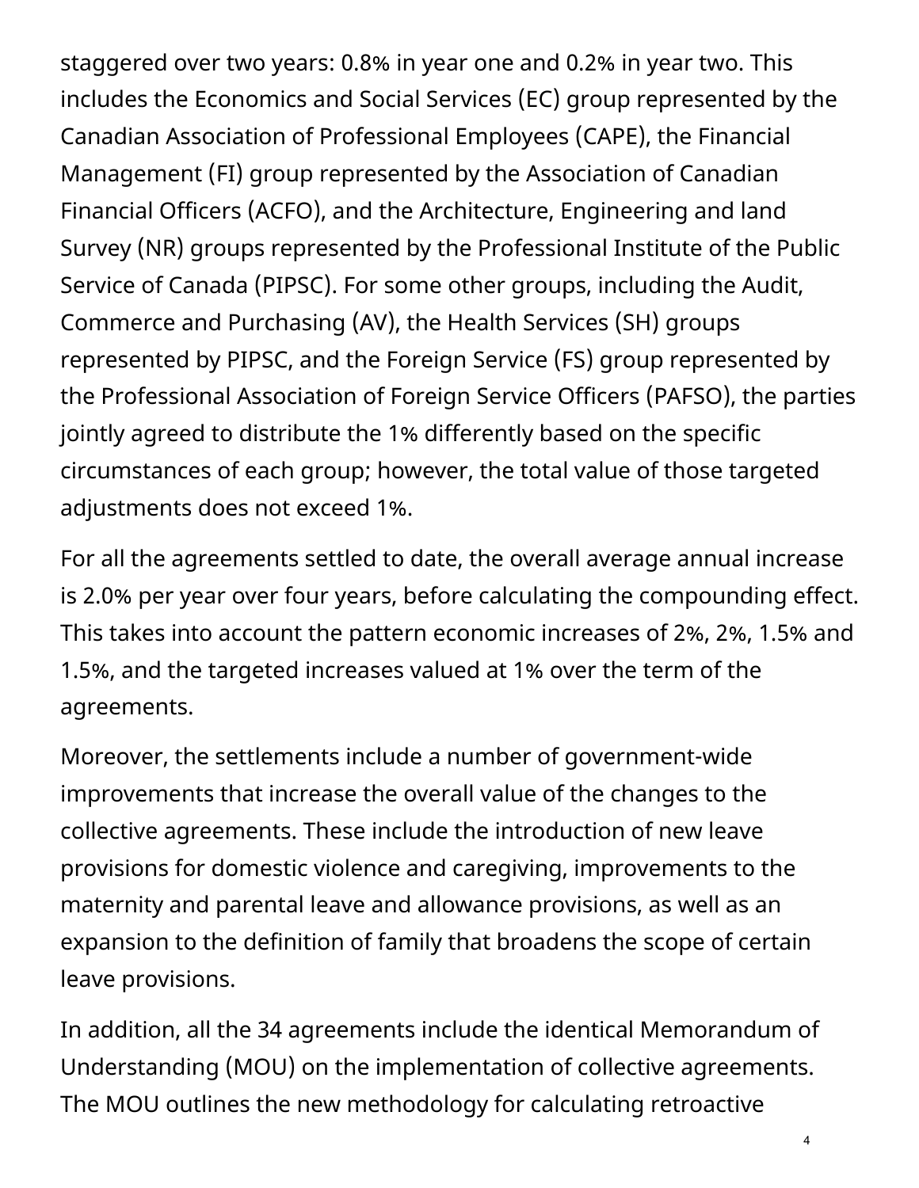staggered over two years: 0.8% in year one and 0.2% in year two. This includes the Economics and Social Services (EC) group represented by the Canadian Association of Professional Employees (CAPE), the Financial Management (FI) group represented by the Association of Canadian Financial Officers (ACFO), and the Architecture, Engineering and land Survey (NR) groups represented by the Professional Institute of the Public Service of Canada (PIPSC). For some other groups, including the Audit, Commerce and Purchasing (AV), the Health Services (SH) groups represented by PIPSC, and the Foreign Service (FS) group represented by the Professional Association of Foreign Service Officers (PAFSO), the parties jointly agreed to distribute the 1% differently based on the specific circumstances of each group; however, the total value of those targeted adjustments does not exceed 1%.

For all the agreements settled to date, the overall average annual increase is 2.0% per year over four years, before calculating the compounding effect. This takes into account the pattern economic increases of 2%, 2%, 1.5% and 1.5%, and the targeted increases valued at 1% over the term of the agreements.

Moreover, the settlements include a number of government-wide improvements that increase the overall value of the changes to the collective agreements. These include the introduction of new leave provisions for domestic violence and caregiving, improvements to the maternity and parental leave and allowance provisions, as well as an expansion to the definition of family that broadens the scope of certain leave provisions.

In addition, all the 34 agreements include the identical Memorandum of Understanding (MOU) on the implementation of collective agreements. The MOU outlines the new methodology for calculating retroactive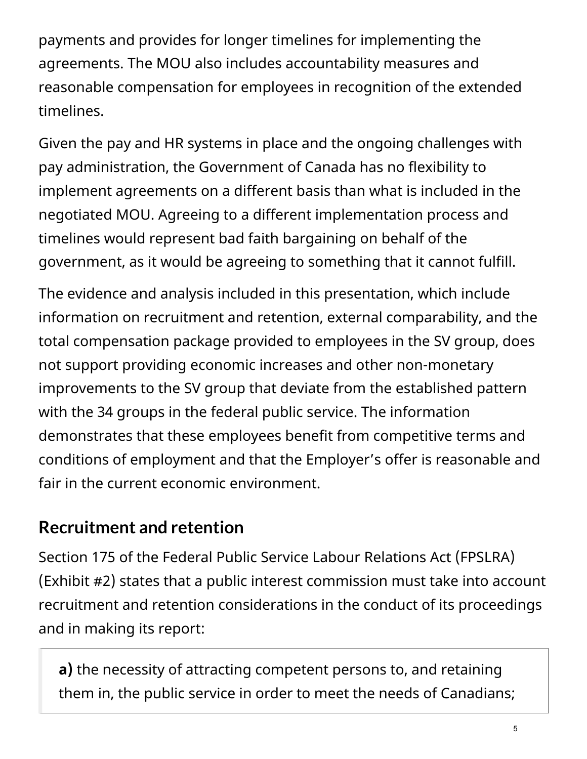payments and provides for longer timelines for implementing the agreements. The MOU also includes accountability measures and reasonable compensation for employees in recognition of the extended timelines.

Given the pay and HR systems in place and the ongoing challenges with pay administration, the Government of Canada has no flexibility to implement agreements on a different basis than what is included in the negotiated MOU. Agreeing to a different implementation process and timelines would represent bad faith bargaining on behalf of the government, as it would be agreeing to something that it cannot fulfill.

The evidence and analysis included in this presentation, which include information on recruitment and retention, external comparability, and the total compensation package provided to employees in the SV group, does not support providing economic increases and other non-monetary improvements to the SV group that deviate from the established pattern with the 34 groups in the federal public service. The information demonstrates that these employees benefit from competitive terms and conditions of employment and that the Employer's offer is reasonable and fair in the current economic environment.

## Recruitment and retention

Section 175 of the Federal Public Service Labour Relations Act (FPSLRA) (Exhibit #2) states that a public interest commission must take into account recruitment and retention considerations in the conduct of its proceedings and in making its report:

> **a)** the necessity of attracting competent persons to, and retaining them in, the public service in order to meet the needs of Canadians;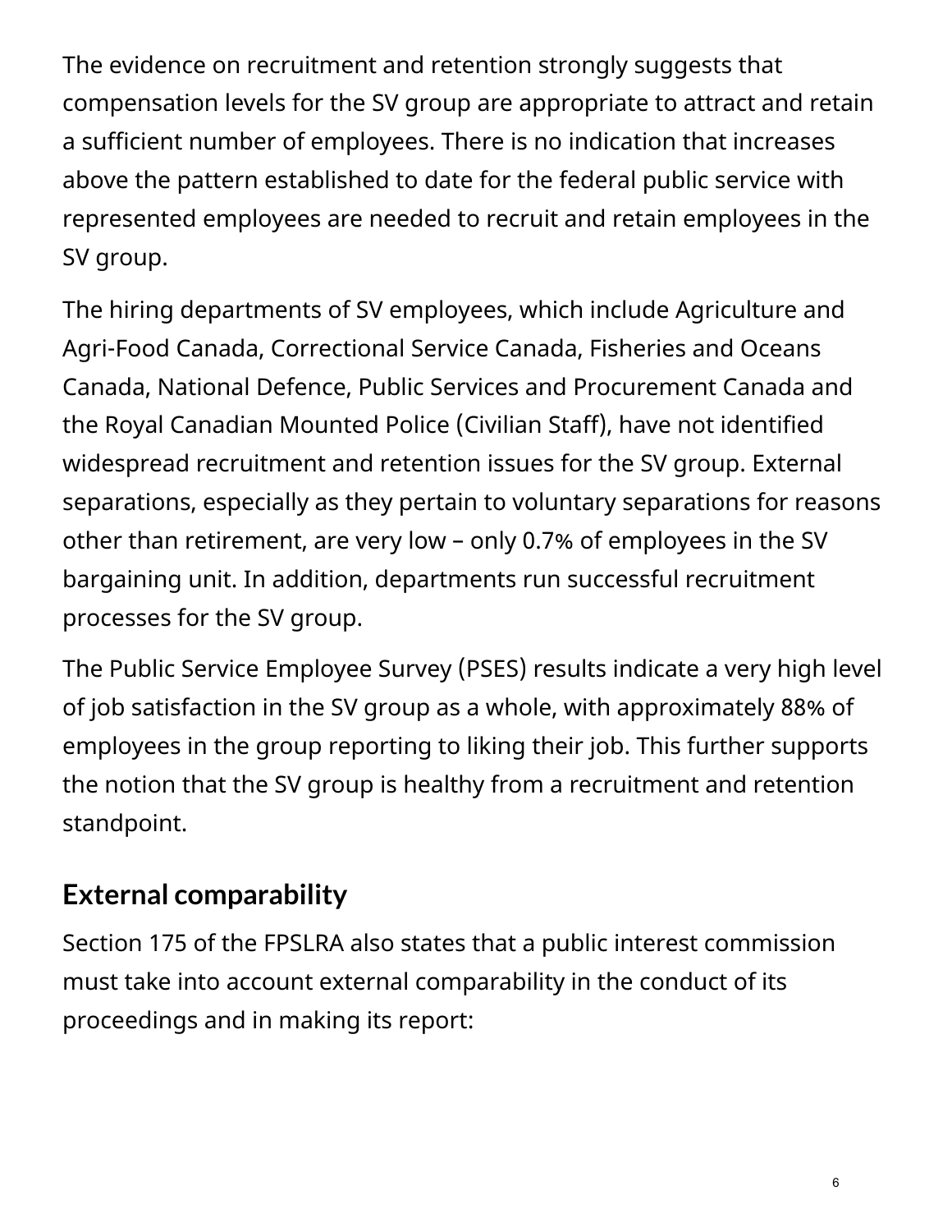The evidence on recruitment and retention strongly suggests that compensation levels for the SV group are appropriate to attract and retain a sufficient number of employees. There is no indication that increases above the pattern established to date for the federal public service with represented employees are needed to recruit and retain employees in the SV group.

The hiring departments of SV employees, which include Agriculture and Agri-Food Canada, Correctional Service Canada, Fisheries and Oceans Canada, National Defence, Public Services and Procurement Canada and the Royal Canadian Mounted Police (Civilian Staff), have not identified widespread recruitment and retention issues for the SV group. External separations, especially as they pertain to voluntary separations for reasons other than retirement, are very low – only 0.7% of employees in the SV bargaining unit. In addition, departments run successful recruitment processes for the SV group.

The Public Service Employee Survey (PSES) results indicate a very high level of job satisfaction in the SV group as a whole, with approximately 88% of employees in the group reporting to liking their job. This further supports the notion that the SV group is healthy from a recruitment and retention standpoint.

## External comparability

Section 175 of the FPSLRA also states that a public interest commission must take into account external comparability in the conduct of its proceedings and in making its report: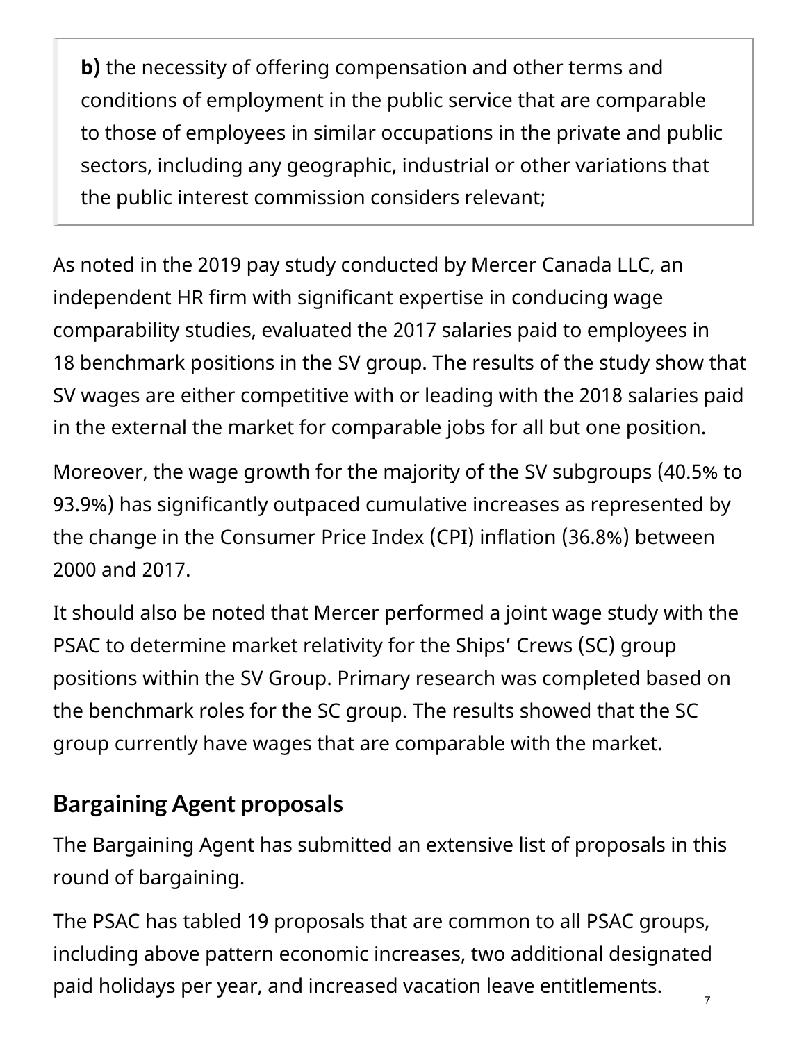> **b)** the necessity of offering compensation and other terms and conditions of employment in the public service that are comparable to those of employees in similar occupations in the private and public sectors, including any geographic, industrial or other variations that the public interest commission considers relevant;

As noted in the 2019 pay study conducted by Mercer Canada LLC, an independent HR firm with significant expertise in conducing wage comparability studies, evaluated the 2017 salaries paid to employees in 18 benchmark positions in the SV group. The results of the study show that SV wages are either competitive with or leading with the 2018 salaries paid in the external the market for comparable jobs for all but one position.

Moreover, the wage growth for the majority of the SV subgroups (40.5% to 93.9%) has significantly outpaced cumulative increases as represented by the change in the Consumer Price Index (CPI) inflation (36.8%) between 2000 and 2017.

It should also be noted that Mercer performed a joint wage study with the PSAC to determine market relativity for the Ships' Crews (SC) group positions within the SV Group. Primary research was completed based on the benchmark roles for the SC group. The results showed that the SC group currently have wages that are comparable with the market.

## Bargaining Agent proposals

The Bargaining Agent has submitted an extensive list of proposals in this round of bargaining.

The PSAC has tabled 19 proposals that are common to all PSAC groups, including above pattern economic increases, two additional designated paid holidays per year, and increased vacation leave entitlements.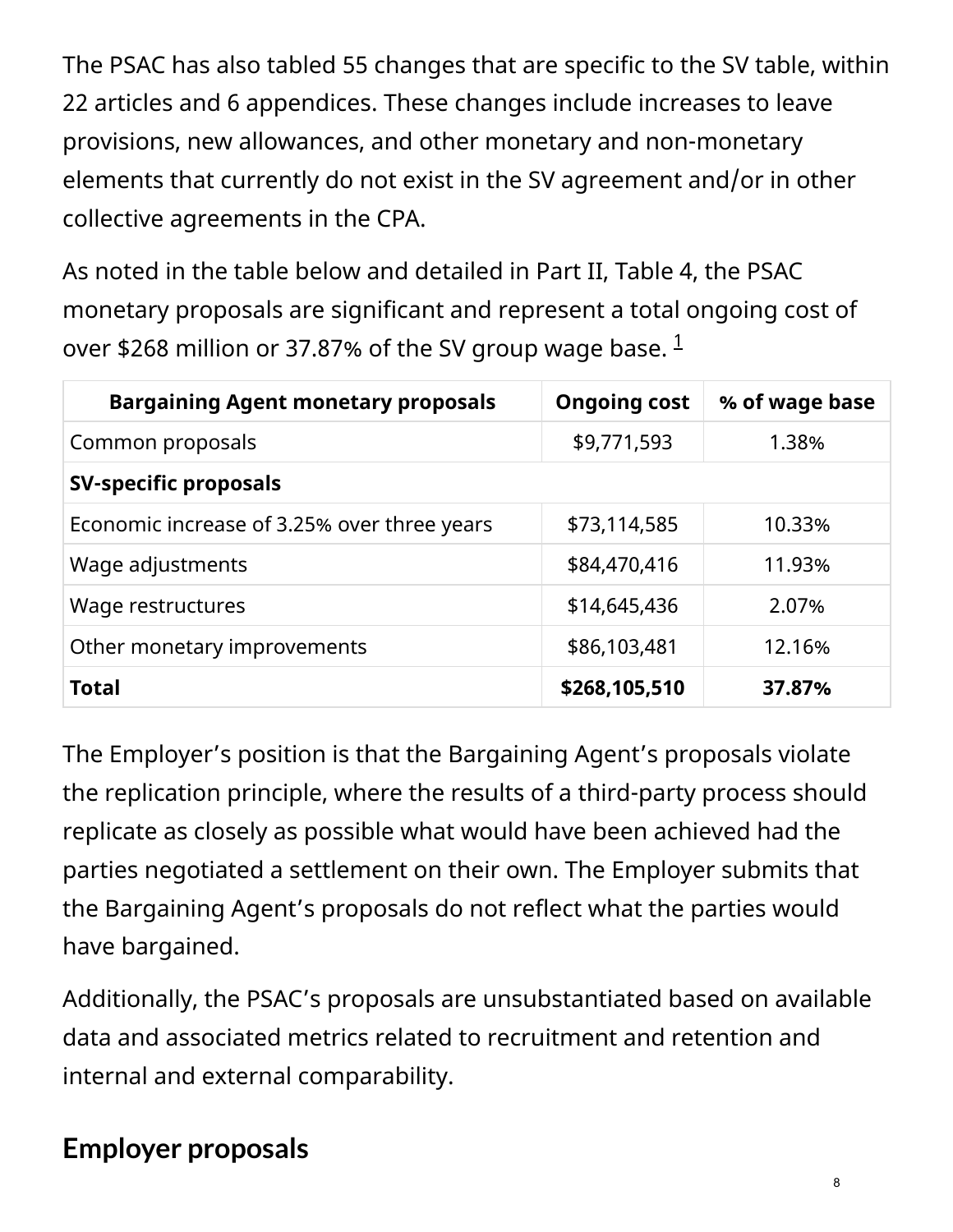The PSAC has also tabled 55 changes that are specific to the SV table, within 22 articles and 6 appendices. These changes include increases to leave provisions, new allowances, and other monetary and non-monetary elements that currently do not exist in the SV agreement and/or in other collective agreements in the CPA.

As noted in the table below and detailed in Part II, Table 4, the PSAC monetary proposals are significant and represent a total ongoing cost of over $268 million or 37.87% of the SV group wage base. [1]

| Bargaining Agent monetary proposals | Ongoing cost | % of wage base |
|---|---|---|
| Common proposals | $9,771,593 | 1.38% |
| **SV-specific proposals** | | |
| Economic increase of 3.25% over three years | $73,114,585 | 10.33% |
| Wage adjustments | $84,470,416 | 11.93% |
| Wage restructures | $14,645,436 | 2.07% |
| Other monetary improvements | $86,103,481 | 12.16% |
| **Total** | **$268,105,510** | **37.87%** |

The Employer's position is that the Bargaining Agent's proposals violate the replication principle, where the results of a third-party process should replicate as closely as possible what would have been achieved had the parties negotiated a settlement on their own. The Employer submits that the Bargaining Agent's proposals do not reflect what the parties would have bargained.

Additionally, the PSAC's proposals are unsubstantiated based on available data and associated metrics related to recruitment and retention and internal and external comparability.

## Employer proposals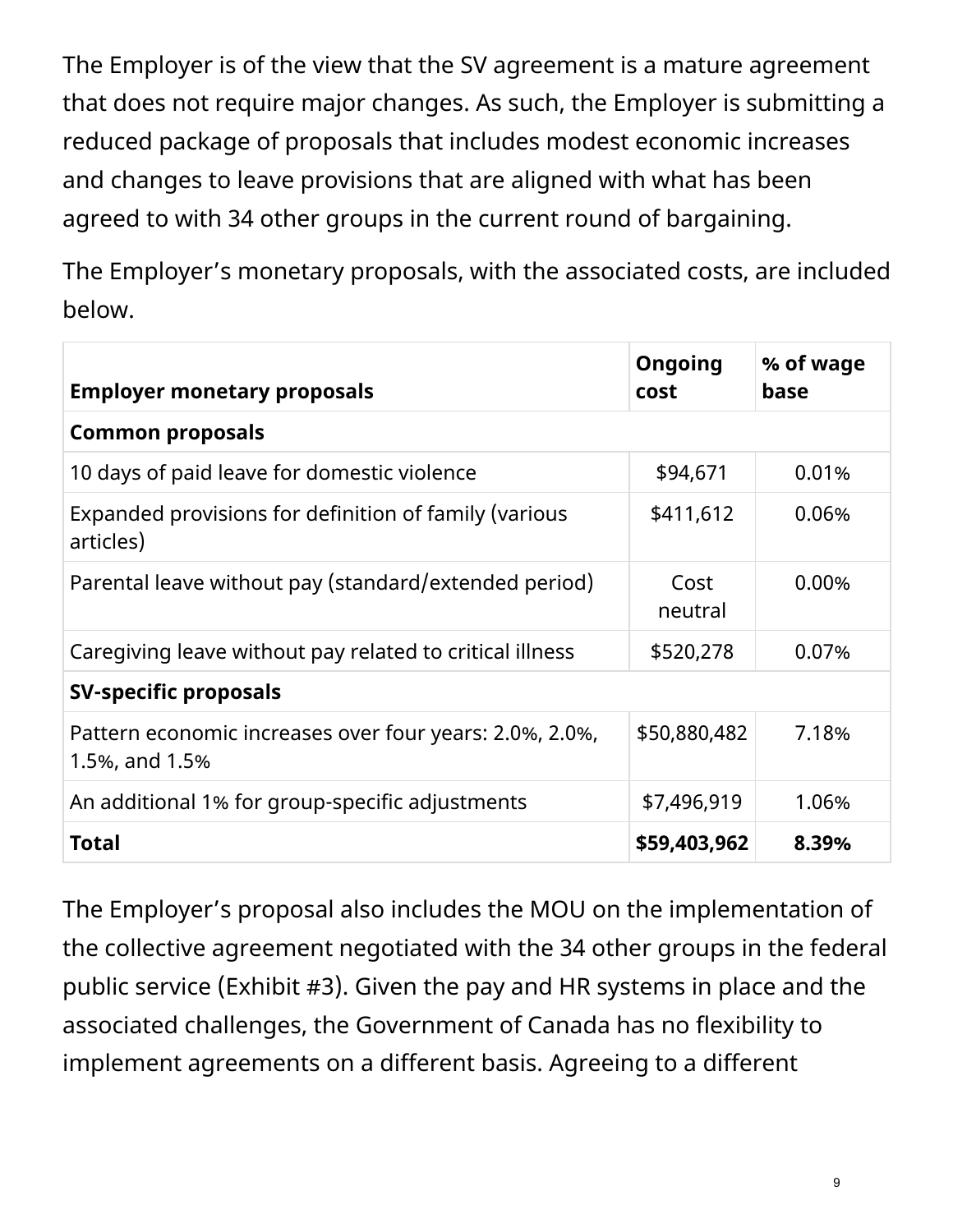The Employer is of the view that the SV agreement is a mature agreement that does not require major changes. As such, the Employer is submitting a reduced package of proposals that includes modest economic increases and changes to leave provisions that are aligned with what has been agreed to with 34 other groups in the current round of bargaining.

The Employer's monetary proposals, with the associated costs, are included below.

| Employer monetary proposals | Ongoing cost | % of wage base |
|---|---|---|
| **Common proposals** | | |
| 10 days of paid leave for domestic violence | $94,671 | 0.01% |
| Expanded provisions for definition of family (various articles) | $411,612 | 0.06% |
| Parental leave without pay (standard/extended period) | Cost neutral | 0.00% |
| Caregiving leave without pay related to critical illness | $520,278 | 0.07% |
| **SV-specific proposals** | | |
| Pattern economic increases over four years: 2.0%, 2.0%, 1.5%, and 1.5% | $50,880,482 | 7.18% |
| An additional 1% for group-specific adjustments | $7,496,919 | 1.06% |
| **Total** | **$59,403,962** | **8.39%** |

The Employer's proposal also includes the MOU on the implementation of the collective agreement negotiated with the 34 other groups in the federal public service (Exhibit #3). Given the pay and HR systems in place and the associated challenges, the Government of Canada has no flexibility to implement agreements on a different basis. Agreeing to a different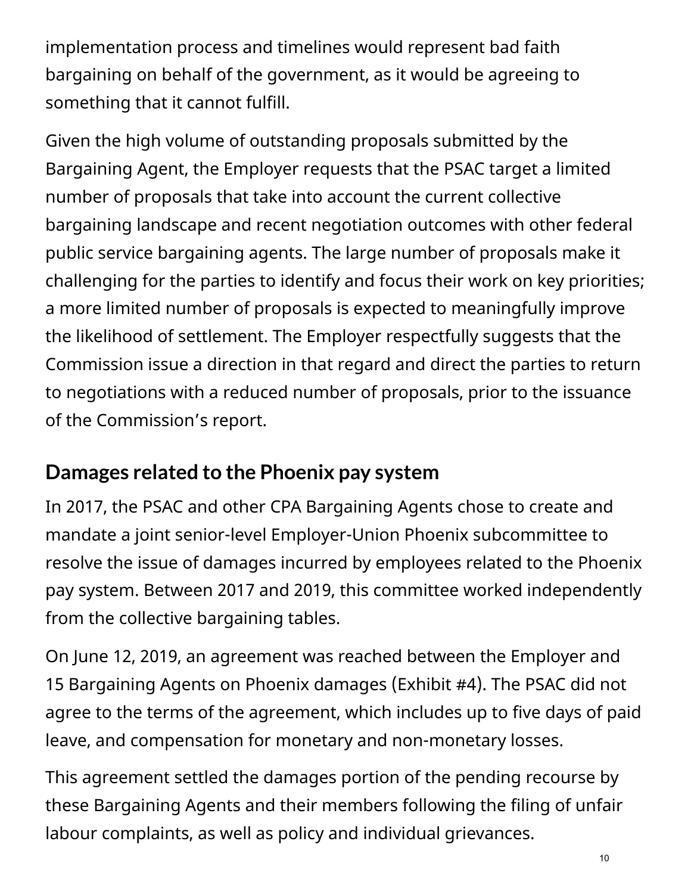implementation process and timelines would represent bad faith bargaining on behalf of the government, as it would be agreeing to something that it cannot fulfill.

Given the high volume of outstanding proposals submitted by the Bargaining Agent, the Employer requests that the PSAC target a limited number of proposals that take into account the current collective bargaining landscape and recent negotiation outcomes with other federal public service bargaining agents. The large number of proposals make it challenging for the parties to identify and focus their work on key priorities; a more limited number of proposals is expected to meaningfully improve the likelihood of settlement. The Employer respectfully suggests that the Commission issue a direction in that regard and direct the parties to return to negotiations with a reduced number of proposals, prior to the issuance of the Commission's report.

## Damages related to the Phoenix pay system

In 2017, the PSAC and other CPA Bargaining Agents chose to create and mandate a joint senior-level Employer-Union Phoenix subcommittee to resolve the issue of damages incurred by employees related to the Phoenix pay system. Between 2017 and 2019, this committee worked independently from the collective bargaining tables.

On June 12, 2019, an agreement was reached between the Employer and 15 Bargaining Agents on Phoenix damages (Exhibit #4). The PSAC did not agree to the terms of the agreement, which includes up to five days of paid leave, and compensation for monetary and non-monetary losses.

This agreement settled the damages portion of the pending recourse by these Bargaining Agents and their members following the filing of unfair labour complaints, as well as policy and individual grievances.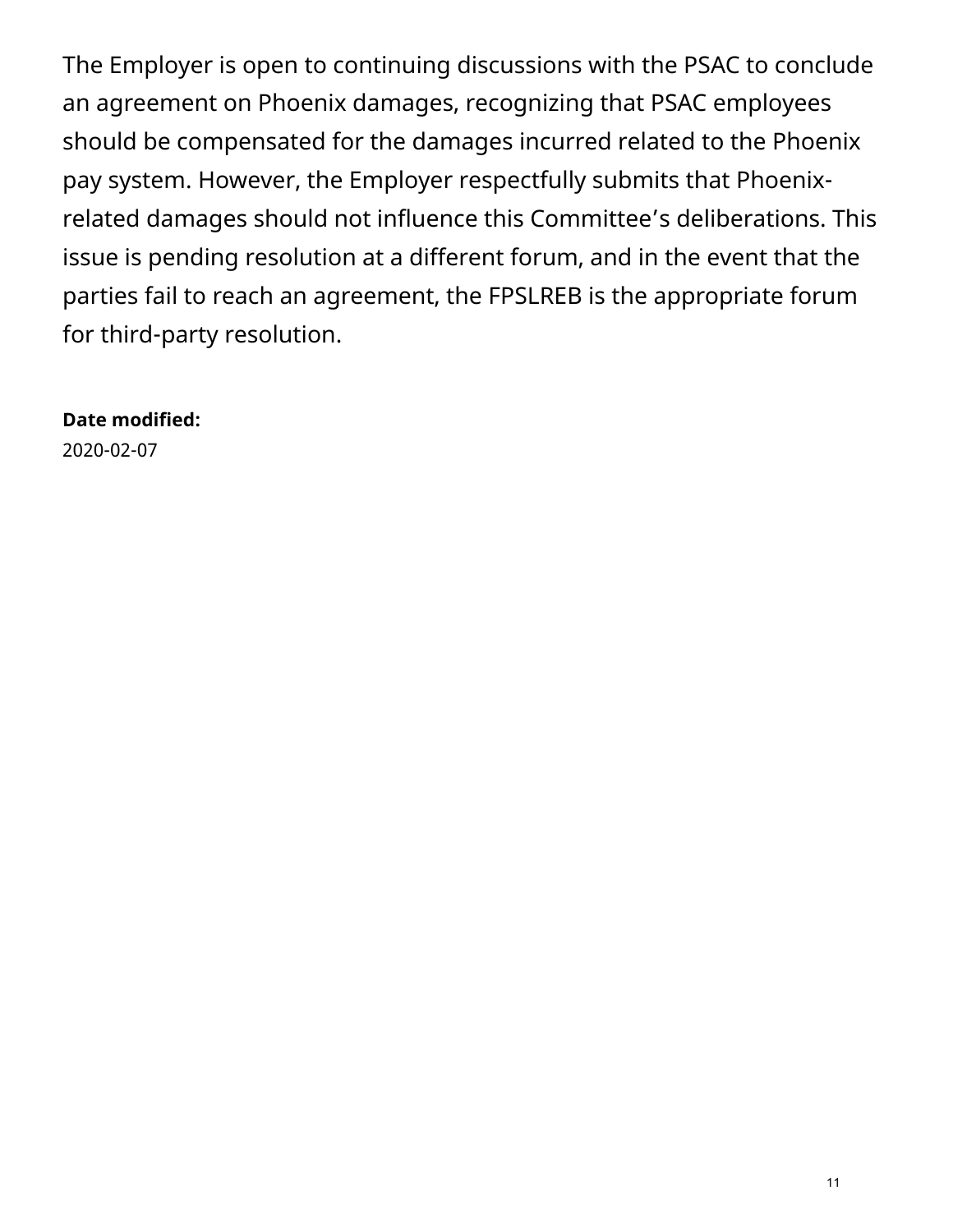The Employer is open to continuing discussions with the PSAC to conclude an agreement on Phoenix damages, recognizing that PSAC employees should be compensated for the damages incurred related to the Phoenix pay system. However, the Employer respectfully submits that Phoenix-related damages should not influence this Committee's deliberations. This issue is pending resolution at a different forum, and in the event that the parties fail to reach an agreement, the FPSLREB is the appropriate forum for third-party resolution.

**Date modified:**
2020-02-07